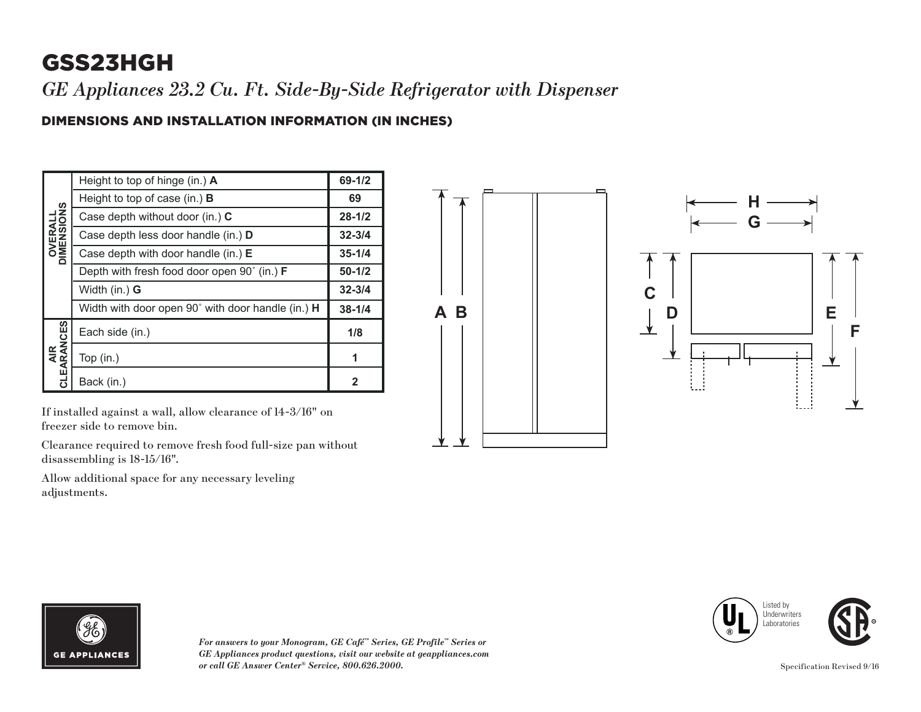# GSS23HGH

*GE Appliances 23.2 Cu. Ft. Side-By-Side Refrigerator with Dispenser*

## DIMENSIONS AND INSTALLATION INFORMATION (IN INCHES)

| | | |
|---|---|---|
| **OVERALL DIMENSIONS** | Height to top of hinge (in.) **A** | **69-1/2** |
| | Height to top of case (in.) **B** | **69** |
| | Case depth without door (in.) **C** | **28-1/2** |
| | Case depth less door handle (in.) **D** | **32-3/4** |
| | Case depth with door handle (in.) **E** | **35-1/4** |
| | Depth with fresh food door open 90˚ (in.) **F** | **50-1/2** |
| | Width (in.) **G** | **32-3/4** |
| | Width with door open 90˚ with door handle (in.) **H** | **38-1/4** |
| **AIR CLEARANCES** | Each side (in.) | **1/8** |
| | Top (in.) | **1** |
| | Back (in.) | **2** |

If installed against a wall, allow clearance of 14-3/16" on freezer side to remove bin.

Clearance required to remove fresh food full-size pan without disassembling is 18-15/16".

Allow additional space for any necessary leveling adjustments.

GE APPLIANCES

*For answers to your Monogram, GE Café™ Series, GE Profile™ Series or GE Appliances product questions, visit our website at geappliances.com or call GE Answer Center® Service, 800.626.2000.*

Listed by Underwriters Laboratories

Specification Revised 9/16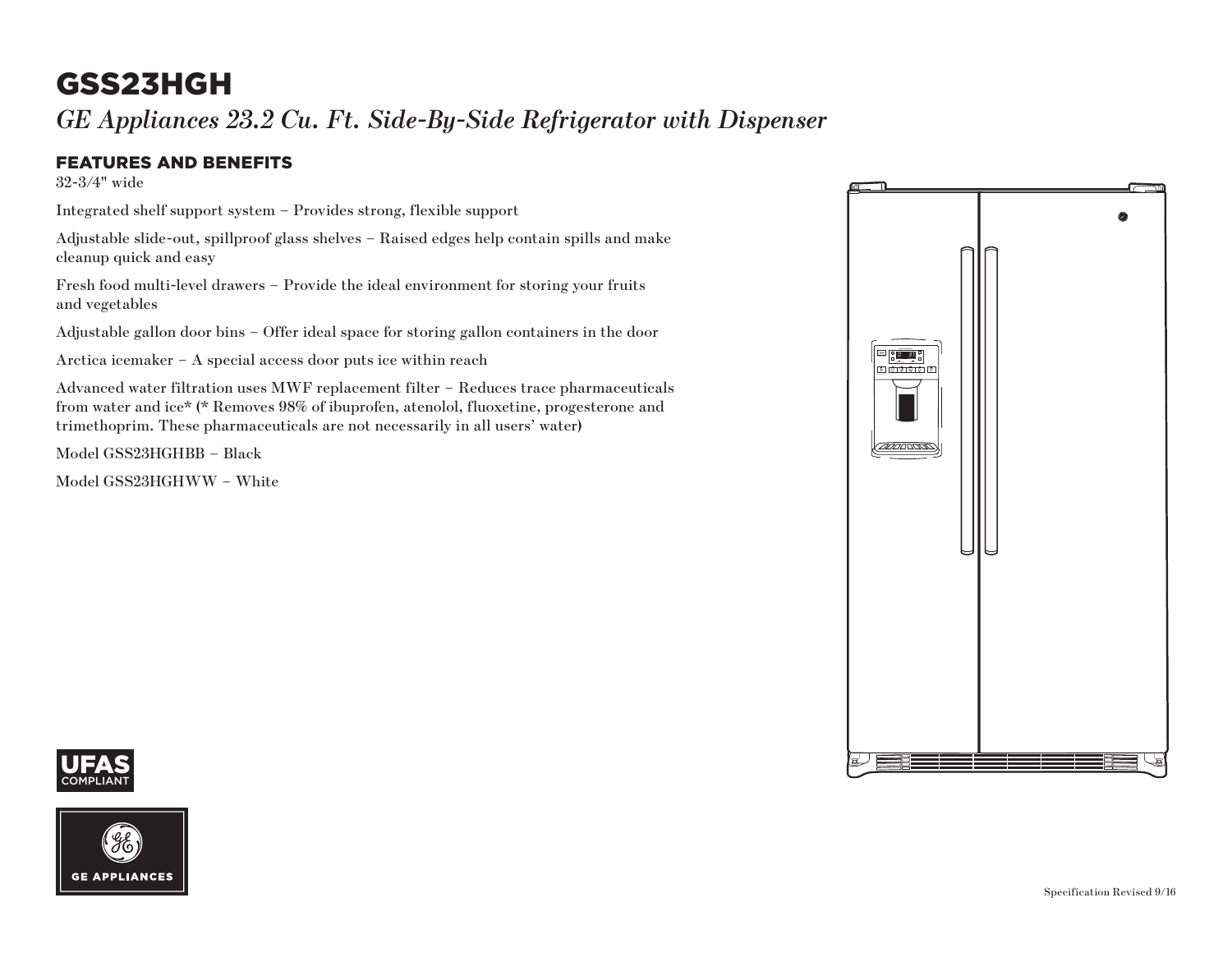# GSS23HGH

*GE Appliances 23.2 Cu. Ft. Side-By-Side Refrigerator with Dispenser*

## FEATURES AND BENEFITS

32-3/4" wide

Integrated shelf support system – Provides strong, flexible support

Adjustable slide-out, spillproof glass shelves – Raised edges help contain spills and make cleanup quick and easy

Fresh food multi-level drawers – Provide the ideal environment for storing your fruits and vegetables

Adjustable gallon door bins – Offer ideal space for storing gallon containers in the door

Arctica icemaker – A special access door puts ice within reach

Advanced water filtration uses MWF replacement filter – Reduces trace pharmaceuticals from water and ice* (* Removes 98% of ibuprofen, atenolol, fluoxetine, progesterone and trimethoprim. These pharmaceuticals are not necessarily in all users' water)

Model GSS23HGHBB – Black

Model GSS23HGHWW – White

UFAS COMPLIANT

GE APPLIANCES

Specification Revised 9/16